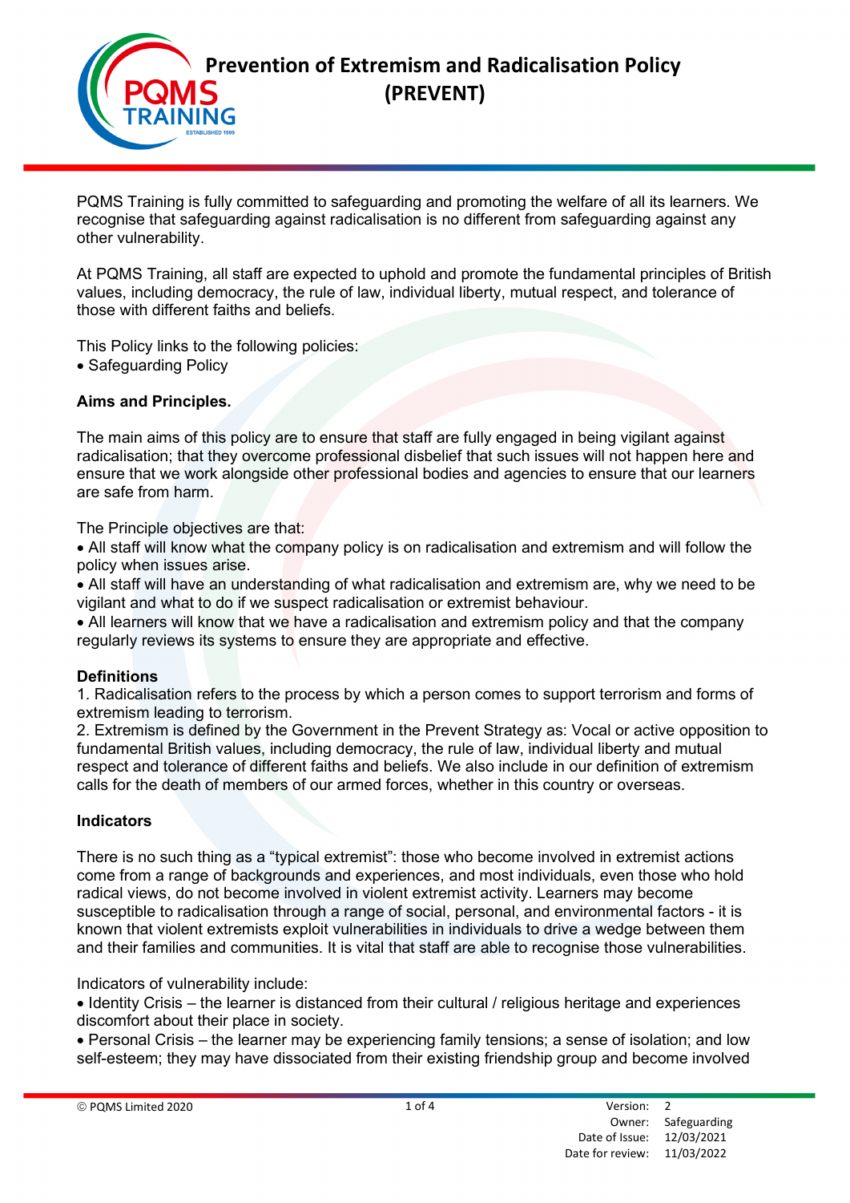# Prevention of Extremism and Radicalisation Policy (PREVENT)

PQMS Training is fully committed to safeguarding and promoting the welfare of all its learners. We recognise that safeguarding against radicalisation is no different from safeguarding against any other vulnerability.

At PQMS Training, all staff are expected to uphold and promote the fundamental principles of British values, including democracy, the rule of law, individual liberty, mutual respect, and tolerance of those with different faiths and beliefs.

This Policy links to the following policies:
- Safeguarding Policy

**Aims and Principles.**

The main aims of this policy are to ensure that staff are fully engaged in being vigilant against radicalisation; that they overcome professional disbelief that such issues will not happen here and ensure that we work alongside other professional bodies and agencies to ensure that our learners are safe from harm.

The Principle objectives are that:
- All staff will know what the company policy is on radicalisation and extremism and will follow the policy when issues arise.
- All staff will have an understanding of what radicalisation and extremism are, why we need to be vigilant and what to do if we suspect radicalisation or extremist behaviour.
- All learners will know that we have a radicalisation and extremism policy and that the company regularly reviews its systems to ensure they are appropriate and effective.

**Definitions**

1. Radicalisation refers to the process by which a person comes to support terrorism and forms of extremism leading to terrorism.
2. Extremism is defined by the Government in the Prevent Strategy as: Vocal or active opposition to fundamental British values, including democracy, the rule of law, individual liberty and mutual respect and tolerance of different faiths and beliefs. We also include in our definition of extremism calls for the death of members of our armed forces, whether in this country or overseas.

**Indicators**

There is no such thing as a "typical extremist": those who become involved in extremist actions come from a range of backgrounds and experiences, and most individuals, even those who hold radical views, do not become involved in violent extremist activity. Learners may become susceptible to radicalisation through a range of social, personal, and environmental factors - it is known that violent extremists exploit vulnerabilities in individuals to drive a wedge between them and their families and communities. It is vital that staff are able to recognise those vulnerabilities.

Indicators of vulnerability include:
- Identity Crisis – the learner is distanced from their cultural / religious heritage and experiences discomfort about their place in society.
- Personal Crisis – the learner may be experiencing family tensions; a sense of isolation; and low self-esteem; they may have dissociated from their existing friendship group and become involved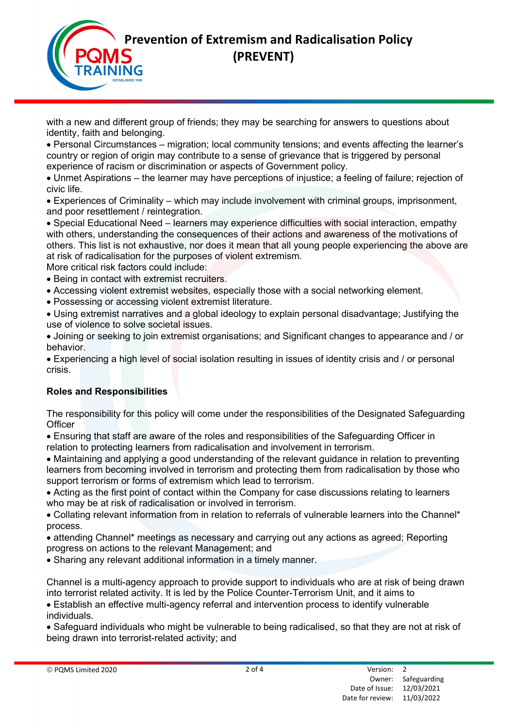with a new and different group of friends; they may be searching for answers to questions about identity, faith and belonging.

- Personal Circumstances – migration; local community tensions; and events affecting the learner's country or region of origin may contribute to a sense of grievance that is triggered by personal experience of racism or discrimination or aspects of Government policy.
- Unmet Aspirations – the learner may have perceptions of injustice; a feeling of failure; rejection of civic life.
- Experiences of Criminality – which may include involvement with criminal groups, imprisonment, and poor resettlement / reintegration.
- Special Educational Need – learners may experience difficulties with social interaction, empathy with others, understanding the consequences of their actions and awareness of the motivations of others. This list is not exhaustive, nor does it mean that all young people experiencing the above are at risk of radicalisation for the purposes of violent extremism.

More critical risk factors could include:

- Being in contact with extremist recruiters.
- Accessing violent extremist websites, especially those with a social networking element.
- Possessing or accessing violent extremist literature.
- Using extremist narratives and a global ideology to explain personal disadvantage; Justifying the use of violence to solve societal issues.
- Joining or seeking to join extremist organisations; and Significant changes to appearance and / or behavior.
- Experiencing a high level of social isolation resulting in issues of identity crisis and / or personal crisis.

**Roles and Responsibilities**

The responsibility for this policy will come under the responsibilities of the Designated Safeguarding Officer

- Ensuring that staff are aware of the roles and responsibilities of the Safeguarding Officer in relation to protecting learners from radicalisation and involvement in terrorism.
- Maintaining and applying a good understanding of the relevant guidance in relation to preventing learners from becoming involved in terrorism and protecting them from radicalisation by those who support terrorism or forms of extremism which lead to terrorism.
- Acting as the first point of contact within the Company for case discussions relating to learners who may be at risk of radicalisation or involved in terrorism.
- Collating relevant information from in relation to referrals of vulnerable learners into the Channel* process.
- attending Channel* meetings as necessary and carrying out any actions as agreed; Reporting progress on actions to the relevant Management; and
- Sharing any relevant additional information in a timely manner.

Channel is a multi-agency approach to provide support to individuals who are at risk of being drawn into terrorist related activity. It is led by the Police Counter-Terrorism Unit, and it aims to

- Establish an effective multi-agency referral and intervention process to identify vulnerable individuals.
- Safeguard individuals who might be vulnerable to being radicalised, so that they are not at risk of being drawn into terrorist-related activity; and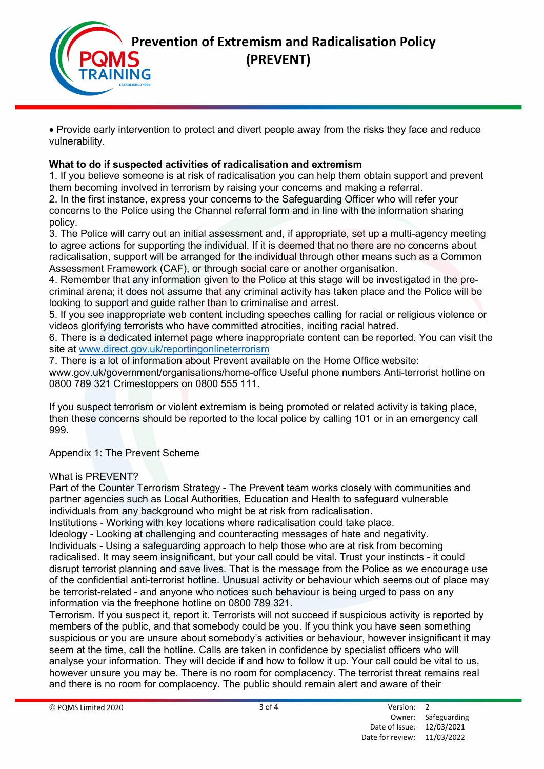- Provide early intervention to protect and divert people away from the risks they face and reduce vulnerability.

**What to do if suspected activities of radicalisation and extremism**

1. If you believe someone is at risk of radicalisation you can help them obtain support and prevent them becoming involved in terrorism by raising your concerns and making a referral.
2. In the first instance, express your concerns to the Safeguarding Officer who will refer your concerns to the Police using the Channel referral form and in line with the information sharing policy.
3. The Police will carry out an initial assessment and, if appropriate, set up a multi-agency meeting to agree actions for supporting the individual. If it is deemed that no there are no concerns about radicalisation, support will be arranged for the individual through other means such as a Common Assessment Framework (CAF), or through social care or another organisation.
4. Remember that any information given to the Police at this stage will be investigated in the pre-criminal arena; it does not assume that any criminal activity has taken place and the Police will be looking to support and guide rather than to criminalise and arrest.
5. If you see inappropriate web content including speeches calling for racial or religious violence or videos glorifying terrorists who have committed atrocities, inciting racial hatred.
6. There is a dedicated internet page where inappropriate content can be reported. You can visit the site at [www.direct.gov.uk/reportingonlineterrorism](www.direct.gov.uk/reportingonlineterrorism)
7. There is a lot of information about Prevent available on the Home Office website: www.gov.uk/government/organisations/home-office Useful phone numbers Anti-terrorist hotline on 0800 789 321 Crimestoppers on 0800 555 111.

If you suspect terrorism or violent extremism is being promoted or related activity is taking place, then these concerns should be reported to the local police by calling 101 or in an emergency call 999.

Appendix 1: The Prevent Scheme

What is PREVENT?

Part of the Counter Terrorism Strategy - The Prevent team works closely with communities and partner agencies such as Local Authorities, Education and Health to safeguard vulnerable individuals from any background who might be at risk from radicalisation.

Institutions - Working with key locations where radicalisation could take place.

Ideology - Looking at challenging and counteracting messages of hate and negativity.

Individuals - Using a safeguarding approach to help those who are at risk from becoming radicalised. It may seem insignificant, but your call could be vital. Trust your instincts - it could disrupt terrorist planning and save lives. That is the message from the Police as we encourage use of the confidential anti-terrorist hotline. Unusual activity or behaviour which seems out of place may be terrorist-related - and anyone who notices such behaviour is being urged to pass on any information via the freephone hotline on 0800 789 321.

Terrorism. If you suspect it, report it. Terrorists will not succeed if suspicious activity is reported by members of the public, and that somebody could be you. If you think you have seen something suspicious or you are unsure about somebody's activities or behaviour, however insignificant it may seem at the time, call the hotline. Calls are taken in confidence by specialist officers who will analyse your information. They will decide if and how to follow it up. Your call could be vital to us, however unsure you may be. There is no room for complacency. The terrorist threat remains real and there is no room for complacency. The public should remain alert and aware of their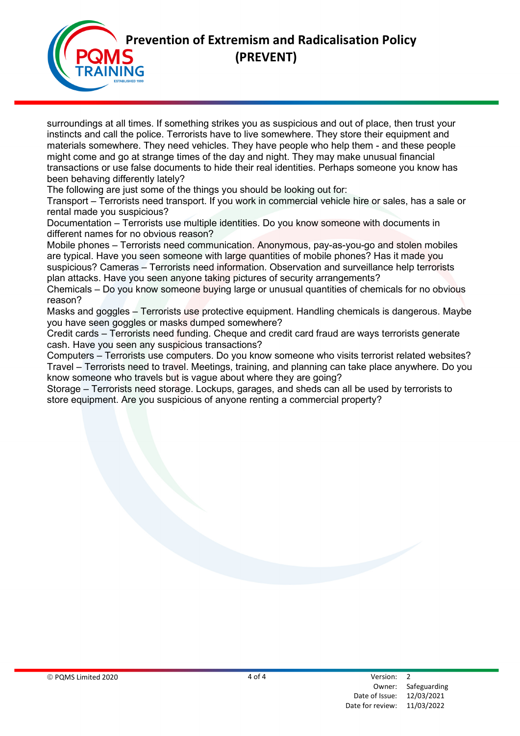surroundings at all times. If something strikes you as suspicious and out of place, then trust your instincts and call the police. Terrorists have to live somewhere. They store their equipment and materials somewhere. They need vehicles. They have people who help them - and these people might come and go at strange times of the day and night. They may make unusual financial transactions or use false documents to hide their real identities. Perhaps someone you know has been behaving differently lately?

The following are just some of the things you should be looking out for:

Transport – Terrorists need transport. If you work in commercial vehicle hire or sales, has a sale or rental made you suspicious?

Documentation – Terrorists use multiple identities. Do you know someone with documents in different names for no obvious reason?

Mobile phones – Terrorists need communication. Anonymous, pay-as-you-go and stolen mobiles are typical. Have you seen someone with large quantities of mobile phones? Has it made you suspicious? Cameras – Terrorists need information. Observation and surveillance help terrorists plan attacks. Have you seen anyone taking pictures of security arrangements?

Chemicals – Do you know someone buying large or unusual quantities of chemicals for no obvious reason?

Masks and goggles – Terrorists use protective equipment. Handling chemicals is dangerous. Maybe you have seen goggles or masks dumped somewhere?

Credit cards – Terrorists need funding. Cheque and credit card fraud are ways terrorists generate cash. Have you seen any suspicious transactions?

Computers – Terrorists use computers. Do you know someone who visits terrorist related websites?

Travel – Terrorists need to travel. Meetings, training, and planning can take place anywhere. Do you know someone who travels but is vague about where they are going?

Storage – Terrorists need storage. Lockups, garages, and sheds can all be used by terrorists to store equipment. Are you suspicious of anyone renting a commercial property?